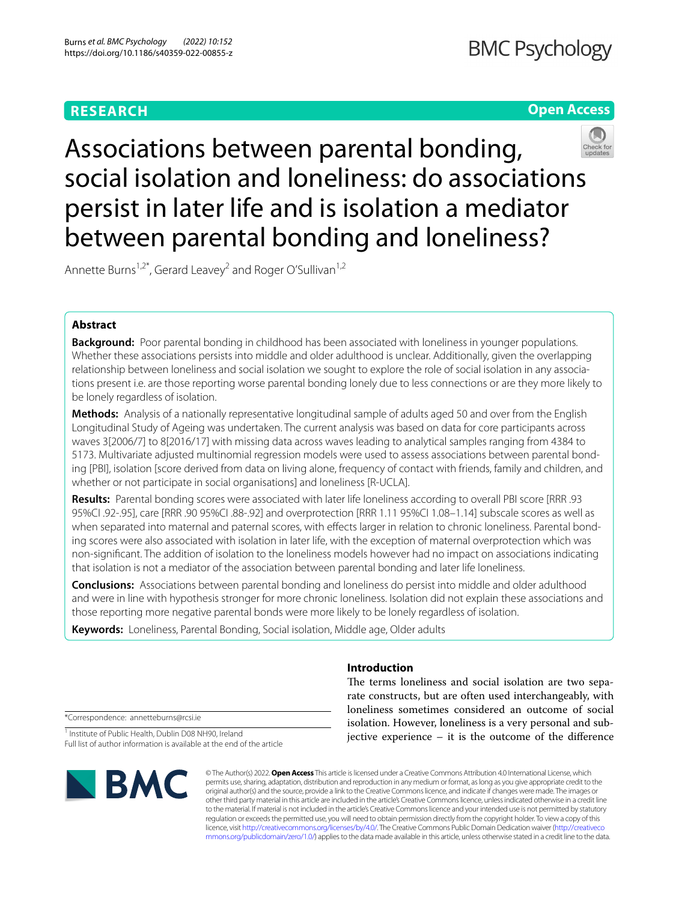RESEARCH

Open Access

# Associations between parental bonding, social isolation and loneliness: do associations persist in later life and is isolation a mediator between parental bonding and loneliness?

Annette Burns[1,2*], Gerard Leavey[2] and Roger O'Sullivan[1,2]

## Abstract

**Background:** Poor parental bonding in childhood has been associated with loneliness in younger populations. Whether these associations persists into middle and older adulthood is unclear. Additionally, given the overlapping relationship between loneliness and social isolation we sought to explore the role of social isolation in any associations present i.e. are those reporting worse parental bonding lonely due to less connections or are they more likely to be lonely regardless of isolation.

**Methods:** Analysis of a nationally representative longitudinal sample of adults aged 50 and over from the English Longitudinal Study of Ageing was undertaken. The current analysis was based on data for core participants across waves 3[2006/7] to 8[2016/17] with missing data across waves leading to analytical samples ranging from 4384 to 5173. Multivariate adjusted multinomial regression models were used to assess associations between parental bonding [PBI], isolation [score derived from data on living alone, frequency of contact with friends, family and children, and whether or not participate in social organisations] and loneliness [R-UCLA].

**Results:** Parental bonding scores were associated with later life loneliness according to overall PBI score [RRR .93 95%CI .92-.95], care [RRR .90 95%CI .88-.92] and overprotection [RRR 1.11 95%CI 1.08–1.14] subscale scores as well as when separated into maternal and paternal scores, with effects larger in relation to chronic loneliness. Parental bonding scores were also associated with isolation in later life, with the exception of maternal overprotection which was non-significant. The addition of isolation to the loneliness models however had no impact on associations indicating that isolation is not a mediator of the association between parental bonding and later life loneliness.

**Conclusions:** Associations between parental bonding and loneliness do persist into middle and older adulthood and were in line with hypothesis stronger for more chronic loneliness. Isolation did not explain these associations and those reporting more negative parental bonds were more likely to be lonely regardless of isolation.

**Keywords:** Loneliness, Parental Bonding, Social isolation, Middle age, Older adults

## Introduction

The terms loneliness and social isolation are two separate constructs, but are often used interchangeably, with loneliness sometimes considered an outcome of social isolation. However, loneliness is a very personal and subjective experience – it is the outcome of the difference

*Correspondence: annetteburns@rcsi.ie

[1] Institute of Public Health, Dublin D08 NH90, Ireland

Full list of author information is available at the end of the article

© The Author(s) 2022. **Open Access** This article is licensed under a Creative Commons Attribution 4.0 International License, which permits use, sharing, adaptation, distribution and reproduction in any medium or format, as long as you give appropriate credit to the original author(s) and the source, provide a link to the Creative Commons licence, and indicate if changes were made. The images or other third party material in this article are included in the article's Creative Commons licence, unless indicated otherwise in a credit line to the material. If material is not included in the article's Creative Commons licence and your intended use is not permitted by statutory regulation or exceeds the permitted use, you will need to obtain permission directly from the copyright holder. To view a copy of this licence, visit http://creativecommons.org/licenses/by/4.0/. The Creative Commons Public Domain Dedication waiver (http://creativecommons.org/publicdomain/zero/1.0/) applies to the data made available in this article, unless otherwise stated in a credit line to the data.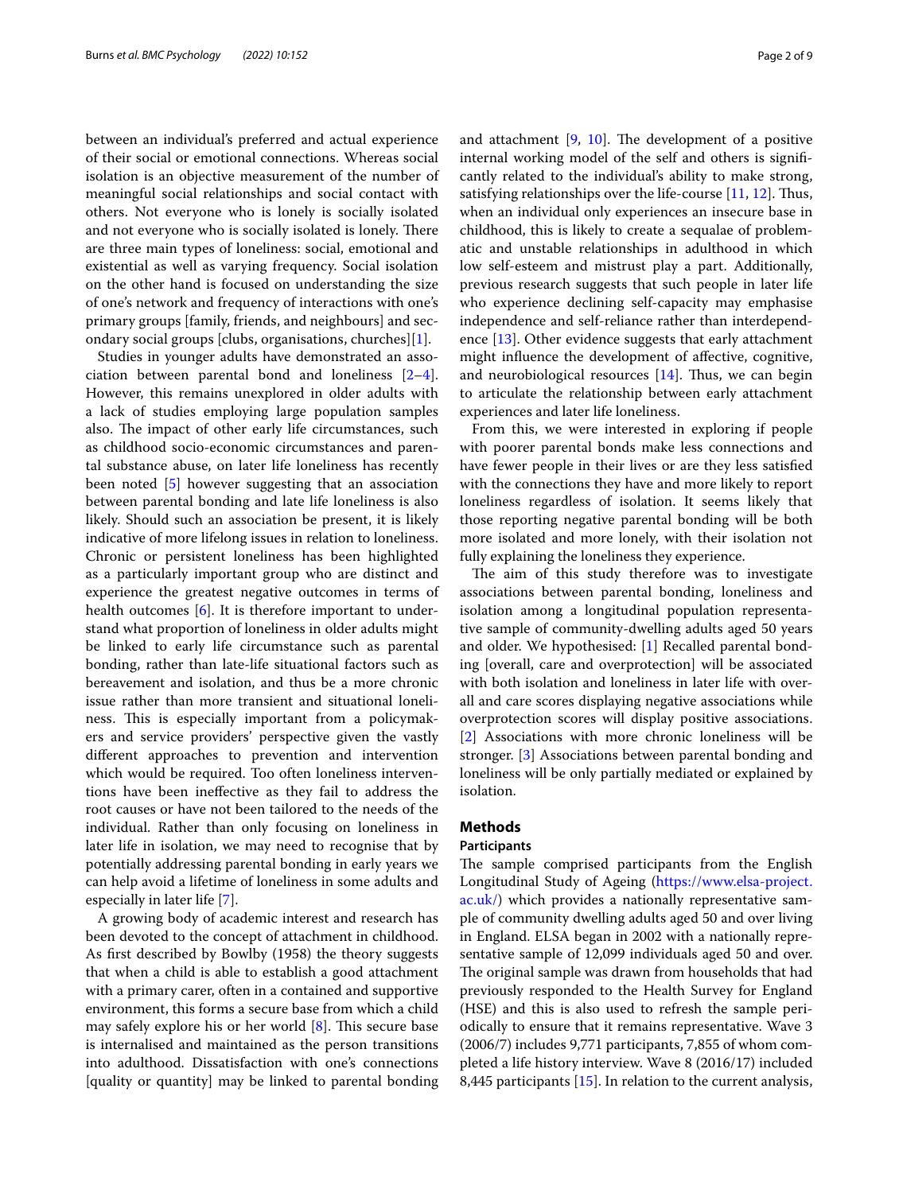between an individual's preferred and actual experience of their social or emotional connections. Whereas social isolation is an objective measurement of the number of meaningful social relationships and social contact with others. Not everyone who is lonely is socially isolated and not everyone who is socially isolated is lonely. There are three main types of loneliness: social, emotional and existential as well as varying frequency. Social isolation on the other hand is focused on understanding the size of one's network and frequency of interactions with one's primary groups [family, friends, and neighbours] and secondary social groups [clubs, organisations, churches][1].

Studies in younger adults have demonstrated an association between parental bond and loneliness [2–4]. However, this remains unexplored in older adults with a lack of studies employing large population samples also. The impact of other early life circumstances, such as childhood socio-economic circumstances and parental substance abuse, on later life loneliness has recently been noted [5] however suggesting that an association between parental bonding and late life loneliness is also likely. Should such an association be present, it is likely indicative of more lifelong issues in relation to loneliness. Chronic or persistent loneliness has been highlighted as a particularly important group who are distinct and experience the greatest negative outcomes in terms of health outcomes [6]. It is therefore important to understand what proportion of loneliness in older adults might be linked to early life circumstance such as parental bonding, rather than late-life situational factors such as bereavement and isolation, and thus be a more chronic issue rather than more transient and situational loneliness. This is especially important from a policymakers and service providers' perspective given the vastly different approaches to prevention and intervention which would be required. Too often loneliness interventions have been ineffective as they fail to address the root causes or have not been tailored to the needs of the individual. Rather than only focusing on loneliness in later life in isolation, we may need to recognise that by potentially addressing parental bonding in early years we can help avoid a lifetime of loneliness in some adults and especially in later life [7].

A growing body of academic interest and research has been devoted to the concept of attachment in childhood. As first described by Bowlby (1958) the theory suggests that when a child is able to establish a good attachment with a primary carer, often in a contained and supportive environment, this forms a secure base from which a child may safely explore his or her world [8]. This secure base is internalised and maintained as the person transitions into adulthood. Dissatisfaction with one's connections [quality or quantity] may be linked to parental bonding and attachment [9, 10]. The development of a positive internal working model of the self and others is significantly related to the individual's ability to make strong, satisfying relationships over the life-course [11, 12]. Thus, when an individual only experiences an insecure base in childhood, this is likely to create a sequalae of problematic and unstable relationships in adulthood in which low self-esteem and mistrust play a part. Additionally, previous research suggests that such people in later life who experience declining self-capacity may emphasise independence and self-reliance rather than interdependence [13]. Other evidence suggests that early attachment might influence the development of affective, cognitive, and neurobiological resources [14]. Thus, we can begin to articulate the relationship between early attachment experiences and later life loneliness.

From this, we were interested in exploring if people with poorer parental bonds make less connections and have fewer people in their lives or are they less satisfied with the connections they have and more likely to report loneliness regardless of isolation. It seems likely that those reporting negative parental bonding will be both more isolated and more lonely, with their isolation not fully explaining the loneliness they experience.

The aim of this study therefore was to investigate associations between parental bonding, loneliness and isolation among a longitudinal population representative sample of community-dwelling adults aged 50 years and older. We hypothesised: [1] Recalled parental bonding [overall, care and overprotection] will be associated with both isolation and loneliness in later life with overall and care scores displaying negative associations while overprotection scores will display positive associations. [2] Associations with more chronic loneliness will be stronger. [3] Associations between parental bonding and loneliness will be only partially mediated or explained by isolation.

## Methods

### Participants

The sample comprised participants from the English Longitudinal Study of Ageing (https://www.elsa-project.ac.uk/) which provides a nationally representative sample of community dwelling adults aged 50 and over living in England. ELSA began in 2002 with a nationally representative sample of 12,099 individuals aged 50 and over. The original sample was drawn from households that had previously responded to the Health Survey for England (HSE) and this is also used to refresh the sample periodically to ensure that it remains representative. Wave 3 (2006/7) includes 9,771 participants, 7,855 of whom completed a life history interview. Wave 8 (2016/17) included 8,445 participants [15]. In relation to the current analysis,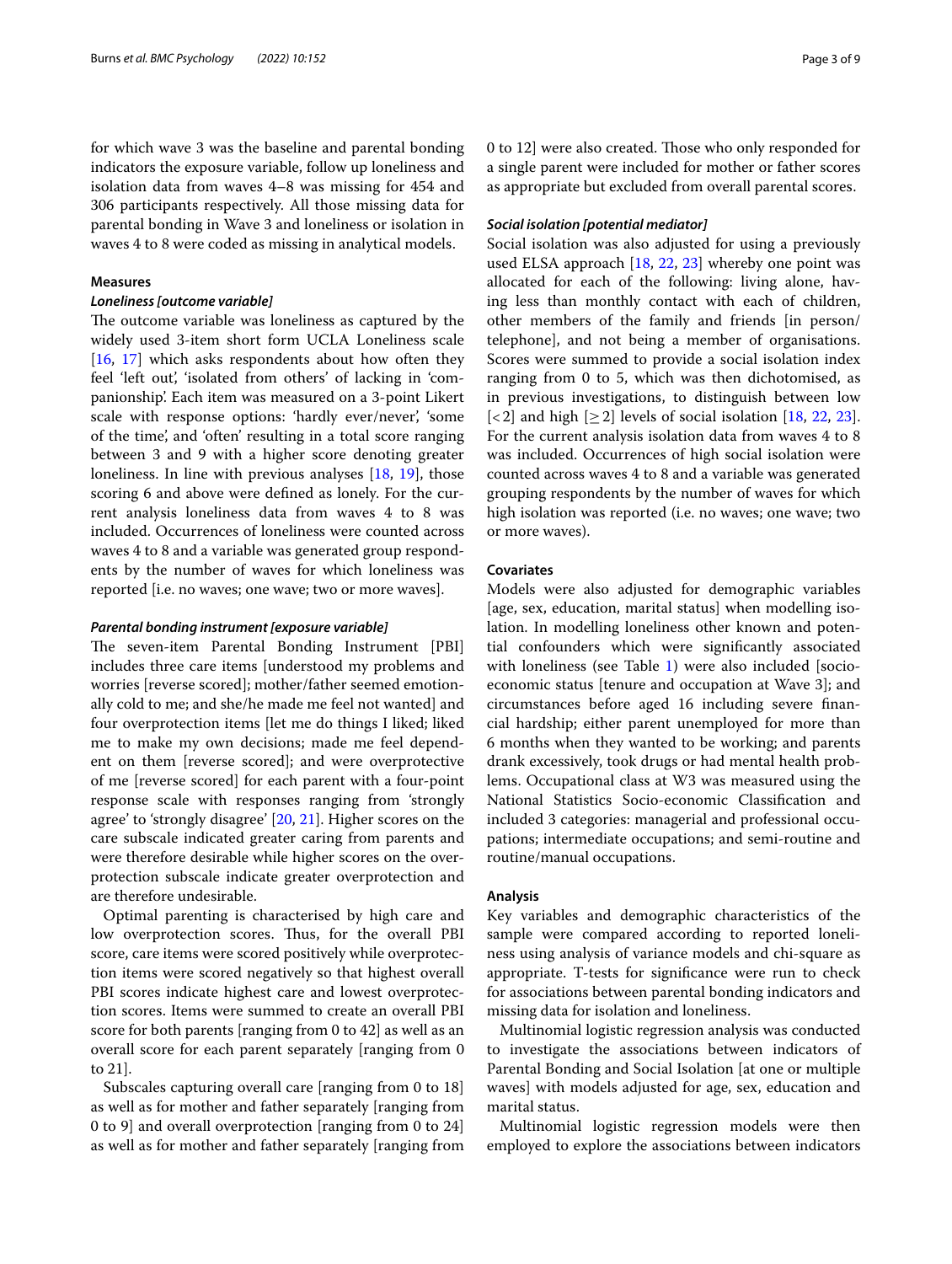for which wave 3 was the baseline and parental bonding indicators the exposure variable, follow up loneliness and isolation data from waves 4–8 was missing for 454 and 306 participants respectively. All those missing data for parental bonding in Wave 3 and loneliness or isolation in waves 4 to 8 were coded as missing in analytical models.

### Measures

#### *Loneliness [outcome variable]*

The outcome variable was loneliness as captured by the widely used 3-item short form UCLA Loneliness scale [16, 17] which asks respondents about how often they feel 'left out', 'isolated from others' of lacking in 'companionship'. Each item was measured on a 3-point Likert scale with response options: 'hardly ever/never', 'some of the time', and 'often' resulting in a total score ranging between 3 and 9 with a higher score denoting greater loneliness. In line with previous analyses [18, 19], those scoring 6 and above were defined as lonely. For the current analysis loneliness data from waves 4 to 8 was included. Occurrences of loneliness were counted across waves 4 to 8 and a variable was generated group respondents by the number of waves for which loneliness was reported [i.e. no waves; one wave; two or more waves].

#### *Parental bonding instrument [exposure variable]*

The seven-item Parental Bonding Instrument [PBI] includes three care items [understood my problems and worries [reverse scored]; mother/father seemed emotionally cold to me; and she/he made me feel not wanted] and four overprotection items [let me do things I liked; liked me to make my own decisions; made me feel dependent on them [reverse scored]; and were overprotective of me [reverse scored] for each parent with a four-point response scale with responses ranging from 'strongly agree' to 'strongly disagree' [20, 21]. Higher scores on the care subscale indicated greater caring from parents and were therefore desirable while higher scores on the overprotection subscale indicate greater overprotection and are therefore undesirable.

Optimal parenting is characterised by high care and low overprotection scores. Thus, for the overall PBI score, care items were scored positively while overprotection items were scored negatively so that highest overall PBI scores indicate highest care and lowest overprotection scores. Items were summed to create an overall PBI score for both parents [ranging from 0 to 42] as well as an overall score for each parent separately [ranging from 0 to 21].

Subscales capturing overall care [ranging from 0 to 18] as well as for mother and father separately [ranging from 0 to 9] and overall overprotection [ranging from 0 to 24] as well as for mother and father separately [ranging from 0 to 12] were also created. Those who only responded for a single parent were included for mother or father scores as appropriate but excluded from overall parental scores.

#### *Social isolation [potential mediator]*

Social isolation was also adjusted for using a previously used ELSA approach [18, 22, 23] whereby one point was allocated for each of the following: living alone, having less than monthly contact with each of children, other members of the family and friends [in person/telephone], and not being a member of organisations. Scores were summed to provide a social isolation index ranging from 0 to 5, which was then dichotomised, as in previous investigations, to distinguish between low [$<2$] and high [$\geq 2$] levels of social isolation [18, 22, 23]. For the current analysis isolation data from waves 4 to 8 was included. Occurrences of high social isolation were counted across waves 4 to 8 and a variable was generated grouping respondents by the number of waves for which high isolation was reported (i.e. no waves; one wave; two or more waves).

### Covariates

Models were also adjusted for demographic variables [age, sex, education, marital status] when modelling isolation. In modelling loneliness other known and potential confounders which were significantly associated with loneliness (see Table 1) were also included [socioeconomic status [tenure and occupation at Wave 3]; and circumstances before aged 16 including severe financial hardship; either parent unemployed for more than 6 months when they wanted to be working; and parents drank excessively, took drugs or had mental health problems. Occupational class at W3 was measured using the National Statistics Socio-economic Classification and included 3 categories: managerial and professional occupations; intermediate occupations; and semi-routine and routine/manual occupations.

### Analysis

Key variables and demographic characteristics of the sample were compared according to reported loneliness using analysis of variance models and chi-square as appropriate. T-tests for significance were run to check for associations between parental bonding indicators and missing data for isolation and loneliness.

Multinomial logistic regression analysis was conducted to investigate the associations between indicators of Parental Bonding and Social Isolation [at one or multiple waves] with models adjusted for age, sex, education and marital status.

Multinomial logistic regression models were then employed to explore the associations between indicators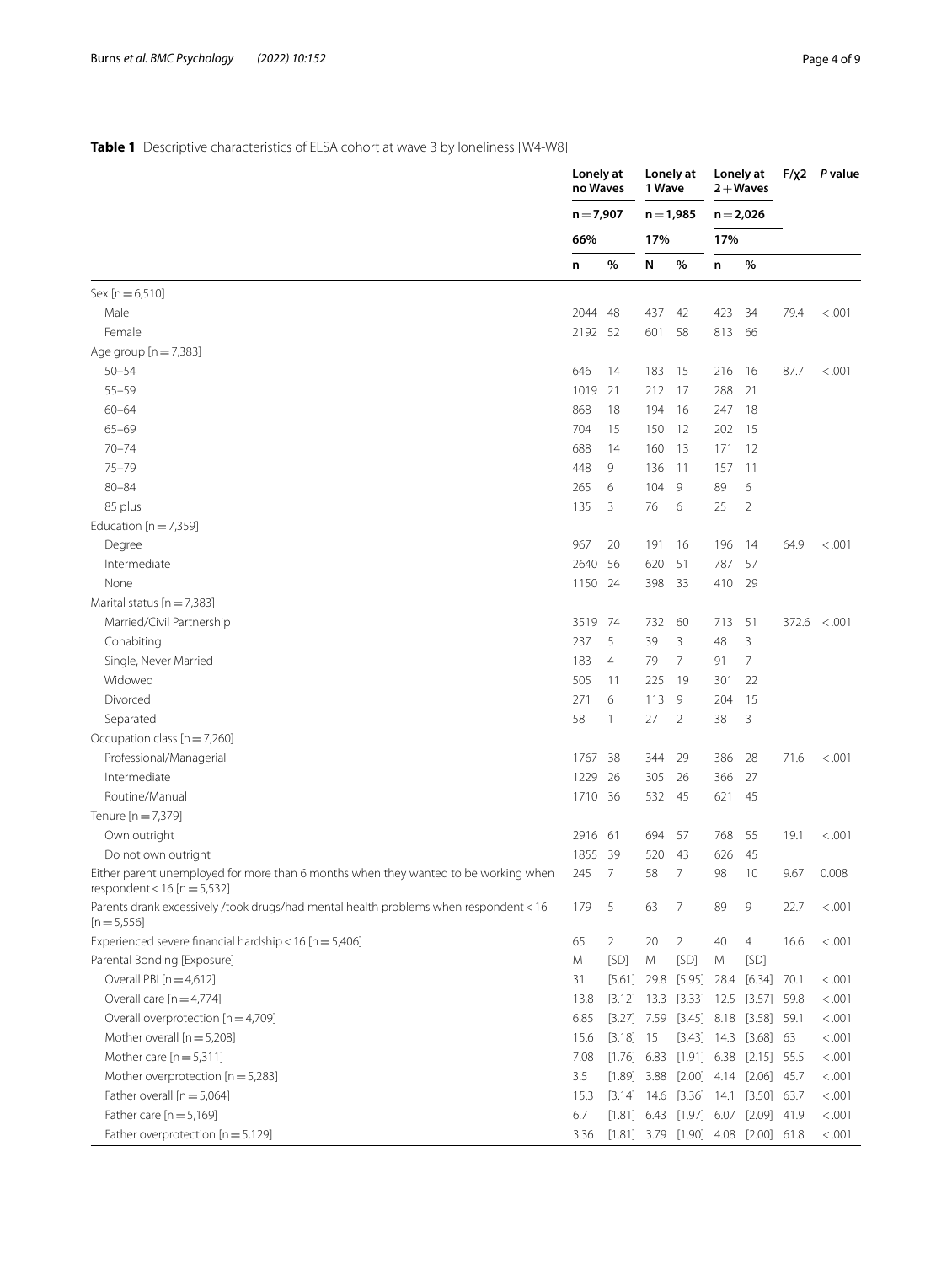**Table 1** Descriptive characteristics of ELSA cohort at wave 3 by loneliness [W4-W8]

| | Lonely at no Waves | | Lonely at 1 Wave | | Lonely at 2 + Waves | | F/χ2 | P value |
|---|---|---|---|---|---|---|---|---|
| | n = 7,907 | | n = 1,985 | | n = 2,026 | | | |
| | 66% | | 17% | | 17% | | | |
| | n | % | N | % | n | % | | |
| Sex [n = 6,510] | | | | | | | | |
| Male | 2044 | 48 | 437 | 42 | 423 | 34 | 79.4 | < .001 |
| Female | 2192 | 52 | 601 | 58 | 813 | 66 | | |
| Age group [n = 7,383] | | | | | | | | |
| 50–54 | 646 | 14 | 183 | 15 | 216 | 16 | 87.7 | < .001 |
| 55–59 | 1019 | 21 | 212 | 17 | 288 | 21 | | |
| 60–64 | 868 | 18 | 194 | 16 | 247 | 18 | | |
| 65–69 | 704 | 15 | 150 | 12 | 202 | 15 | | |
| 70–74 | 688 | 14 | 160 | 13 | 171 | 12 | | |
| 75–79 | 448 | 9 | 136 | 11 | 157 | 11 | | |
| 80–84 | 265 | 6 | 104 | 9 | 89 | 6 | | |
| 85 plus | 135 | 3 | 76 | 6 | 25 | 2 | | |
| Education [n = 7,359] | | | | | | | | |
| Degree | 967 | 20 | 191 | 16 | 196 | 14 | 64.9 | < .001 |
| Intermediate | 2640 | 56 | 620 | 51 | 787 | 57 | | |
| None | 1150 | 24 | 398 | 33 | 410 | 29 | | |
| Marital status [n = 7,383] | | | | | | | | |
| Married/Civil Partnership | 3519 | 74 | 732 | 60 | 713 | 51 | 372.6 | < .001 |
| Cohabiting | 237 | 5 | 39 | 3 | 48 | 3 | | |
| Single, Never Married | 183 | 4 | 79 | 7 | 91 | 7 | | |
| Widowed | 505 | 11 | 225 | 19 | 301 | 22 | | |
| Divorced | 271 | 6 | 113 | 9 | 204 | 15 | | |
| Separated | 58 | 1 | 27 | 2 | 38 | 3 | | |
| Occupation class [n = 7,260] | | | | | | | | |
| Professional/Managerial | 1767 | 38 | 344 | 29 | 386 | 28 | 71.6 | < .001 |
| Intermediate | 1229 | 26 | 305 | 26 | 366 | 27 | | |
| Routine/Manual | 1710 | 36 | 532 | 45 | 621 | 45 | | |
| Tenure [n = 7,379] | | | | | | | | |
| Own outright | 2916 | 61 | 694 | 57 | 768 | 55 | 19.1 | < .001 |
| Do not own outright | 1855 | 39 | 520 | 43 | 626 | 45 | | |
| Either parent unemployed for more than 6 months when they wanted to be working when respondent < 16 [n = 5,532] | 245 | 7 | 58 | 7 | 98 | 10 | 9.67 | 0.008 |
| Parents drank excessively /took drugs/had mental health problems when respondent < 16 [n = 5,556] | 179 | 5 | 63 | 7 | 89 | 9 | 22.7 | < .001 |
| Experienced severe financial hardship < 16 [n = 5,406] | 65 | 2 | 20 | 2 | 40 | 4 | 16.6 | < .001 |
| Parental Bonding [Exposure] | M | [SD] | M | [SD] | M | [SD] | | |
| Overall PBI [n = 4,612] | 31 | [5.61] | 29.8 | [5.95] | 28.4 | [6.34] | 70.1 | < .001 |
| Overall care [n = 4,774] | 13.8 | [3.12] | 13.3 | [3.33] | 12.5 | [3.57] | 59.8 | < .001 |
| Overall overprotection [n = 4,709] | 6.85 | [3.27] | 7.59 | [3.45] | 8.18 | [3.58] | 59.1 | < .001 |
| Mother overall [n = 5,208] | 15.6 | [3.18] | 15 | [3.43] | 14.3 | [3.68] | 63 | < .001 |
| Mother care [n = 5,311] | 7.08 | [1.76] | 6.83 | [1.91] | 6.38 | [2.15] | 55.5 | < .001 |
| Mother overprotection [n = 5,283] | 3.5 | [1.89] | 3.88 | [2.00] | 4.14 | [2.06] | 45.7 | < .001 |
| Father overall [n = 5,064] | 15.3 | [3.14] | 14.6 | [3.36] | 14.1 | [3.50] | 63.7 | < .001 |
| Father care [n = 5,169] | 6.7 | [1.81] | 6.43 | [1.97] | 6.07 | [2.09] | 41.9 | < .001 |
| Father overprotection [n = 5,129] | 3.36 | [1.81] | 3.79 | [1.90] | 4.08 | [2.00] | 61.8 | < .001 |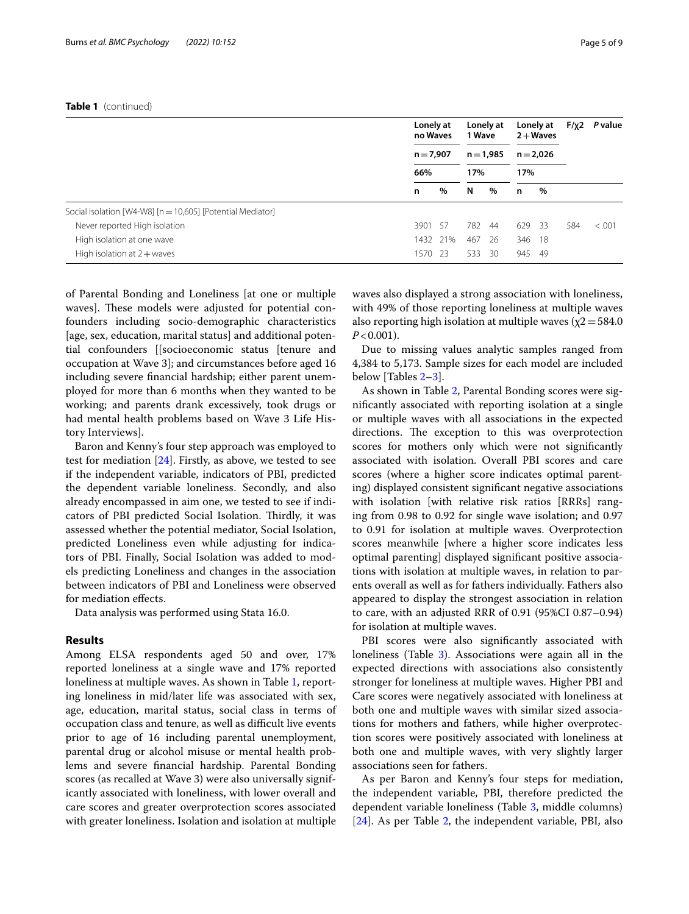**Table 1** (continued)

| | Lonely at no Waves | | Lonely at 1 Wave | | Lonely at 2 + Waves | | F/χ2 | P value |
|---|---|---|---|---|---|---|---|---|
| | n = 7,907 | | n = 1,985 | | n = 2,026 | | | |
| | 66% | | 17% | | 17% | | | |
| | n | % | N | % | n | % | | |
| Social Isolation [W4-W8] [n = 10,605] [Potential Mediator] | | | | | | | | |
| Never reported High isolation | 3901 | 57 | 782 | 44 | 629 | 33 | 584 | < .001 |
| High isolation at one wave | 1432 | 21% | 467 | 26 | 346 | 18 | | |
| High isolation at 2 + waves | 1570 | 23 | 533 | 30 | 945 | 49 | | |

of Parental Bonding and Loneliness [at one or multiple waves]. These models were adjusted for potential confounders including socio-demographic characteristics [age, sex, education, marital status] and additional potential confounders [[socioeconomic status [tenure and occupation at Wave 3]; and circumstances before aged 16 including severe financial hardship; either parent unemployed for more than 6 months when they wanted to be working; and parents drank excessively, took drugs or had mental health problems based on Wave 3 Life History Interviews].

Baron and Kenny's four step approach was employed to test for mediation [24]. Firstly, as above, we tested to see if the independent variable, indicators of PBI, predicted the dependent variable loneliness. Secondly, and also already encompassed in aim one, we tested to see if indicators of PBI predicted Social Isolation. Thirdly, it was assessed whether the potential mediator, Social Isolation, predicted Loneliness even while adjusting for indicators of PBI. Finally, Social Isolation was added to models predicting Loneliness and changes in the association between indicators of PBI and Loneliness were observed for mediation effects.

Data analysis was performed using Stata 16.0.

## Results

Among ELSA respondents aged 50 and over, 17% reported loneliness at a single wave and 17% reported loneliness at multiple waves. As shown in Table 1, reporting loneliness in mid/later life was associated with sex, age, education, marital status, social class in terms of occupation class and tenure, as well as difficult live events prior to age of 16 including parental unemployment, parental drug or alcohol misuse or mental health problems and severe financial hardship. Parental Bonding scores (as recalled at Wave 3) were also universally significantly associated with loneliness, with lower overall and care scores and greater overprotection scores associated with greater loneliness. Isolation and isolation at multiple waves also displayed a strong association with loneliness, with 49% of those reporting loneliness at multiple waves also reporting high isolation at multiple waves ($\chi2 = 584.0$ $P < 0.001$).

Due to missing values analytic samples ranged from 4,384 to 5,173. Sample sizes for each model are included below [Tables 2–3].

As shown in Table 2, Parental Bonding scores were significantly associated with reporting isolation at a single or multiple waves with all associations in the expected directions. The exception to this was overprotection scores for mothers only which were not significantly associated with isolation. Overall PBI scores and care scores (where a higher score indicates optimal parenting) displayed consistent significant negative associations with isolation [with relative risk ratios [RRRs] ranging from 0.98 to 0.92 for single wave isolation; and 0.97 to 0.91 for isolation at multiple waves. Overprotection scores meanwhile [where a higher score indicates less optimal parenting] displayed significant positive associations with isolation at multiple waves, in relation to parents overall as well as for fathers individually. Fathers also appeared to display the strongest association in relation to care, with an adjusted RRR of 0.91 (95%CI 0.87–0.94) for isolation at multiple waves.

PBI scores were also significantly associated with loneliness (Table 3). Associations were again all in the expected directions with associations also consistently stronger for loneliness at multiple waves. Higher PBI and Care scores were negatively associated with loneliness at both one and multiple waves with similar sized associations for mothers and fathers, while higher overprotection scores were positively associated with loneliness at both one and multiple waves, with very slightly larger associations seen for fathers.

As per Baron and Kenny's four steps for mediation, the independent variable, PBI, therefore predicted the dependent variable loneliness (Table 3, middle columns) [24]. As per Table 2, the independent variable, PBI, also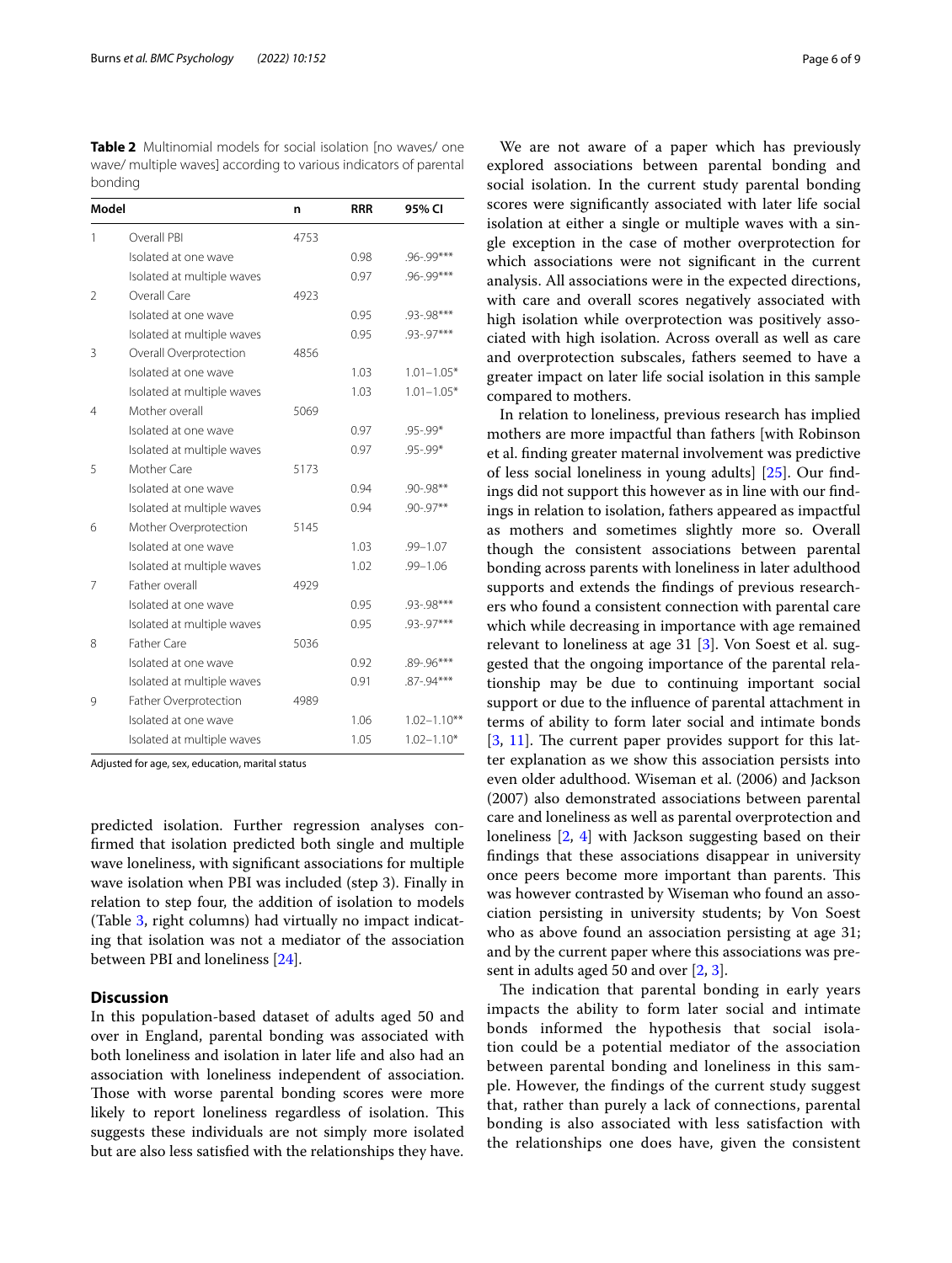**Table 2** Multinomial models for social isolation [no waves/ one wave/ multiple waves] according to various indicators of parental bonding

| Model | | n | RRR | 95% CI |
|---|---|---|---|---|
| 1 | Overall PBI | 4753 | | |
| | Isolated at one wave | | 0.98 | .96-.99*** |
| | Isolated at multiple waves | | 0.97 | .96-.99*** |
| 2 | Overall Care | 4923 | | |
| | Isolated at one wave | | 0.95 | .93-.98*** |
| | Isolated at multiple waves | | 0.95 | .93-.97*** |
| 3 | Overall Overprotection | 4856 | | |
| | Isolated at one wave | | 1.03 | 1.01–1.05* |
| | Isolated at multiple waves | | 1.03 | 1.01–1.05* |
| 4 | Mother overall | 5069 | | |
| | Isolated at one wave | | 0.97 | .95-.99* |
| | Isolated at multiple waves | | 0.97 | .95-.99* |
| 5 | Mother Care | 5173 | | |
| | Isolated at one wave | | 0.94 | .90-.98** |
| | Isolated at multiple waves | | 0.94 | .90-.97** |
| 6 | Mother Overprotection | 5145 | | |
| | Isolated at one wave | | 1.03 | .99–1.07 |
| | Isolated at multiple waves | | 1.02 | .99–1.06 |
| 7 | Father overall | 4929 | | |
| | Isolated at one wave | | 0.95 | .93-.98*** |
| | Isolated at multiple waves | | 0.95 | .93-.97*** |
| 8 | Father Care | 5036 | | |
| | Isolated at one wave | | 0.92 | .89-.96*** |
| | Isolated at multiple waves | | 0.91 | .87-.94*** |
| 9 | Father Overprotection | 4989 | | |
| | Isolated at one wave | | 1.06 | 1.02–1.10** |
| | Isolated at multiple waves | | 1.05 | 1.02–1.10* |

Adjusted for age, sex, education, marital status

predicted isolation. Further regression analyses confirmed that isolation predicted both single and multiple wave loneliness, with significant associations for multiple wave isolation when PBI was included (step 3). Finally in relation to step four, the addition of isolation to models (Table 3, right columns) had virtually no impact indicating that isolation was not a mediator of the association between PBI and loneliness [24].

## Discussion

In this population-based dataset of adults aged 50 and over in England, parental bonding was associated with both loneliness and isolation in later life and also had an association with loneliness independent of association. Those with worse parental bonding scores were more likely to report loneliness regardless of isolation. This suggests these individuals are not simply more isolated but are also less satisfied with the relationships they have.

We are not aware of a paper which has previously explored associations between parental bonding and social isolation. In the current study parental bonding scores were significantly associated with later life social isolation at either a single or multiple waves with a single exception in the case of mother overprotection for which associations were not significant in the current analysis. All associations were in the expected directions, with care and overall scores negatively associated with high isolation while overprotection was positively associated with high isolation. Across overall as well as care and overprotection subscales, fathers seemed to have a greater impact on later life social isolation in this sample compared to mothers.

In relation to loneliness, previous research has implied mothers are more impactful than fathers [with Robinson et al. finding greater maternal involvement was predictive of less social loneliness in young adults] [25]. Our findings did not support this however as in line with our findings in relation to isolation, fathers appeared as impactful as mothers and sometimes slightly more so. Overall though the consistent associations between parental bonding across parents with loneliness in later adulthood supports and extends the findings of previous researchers who found a consistent connection with parental care which while decreasing in importance with age remained relevant to loneliness at age 31 [3]. Von Soest et al. suggested that the ongoing importance of the parental relationship may be due to continuing important social support or due to the influence of parental attachment in terms of ability to form later social and intimate bonds [3, 11]. The current paper provides support for this latter explanation as we show this association persists into even older adulthood. Wiseman et al. (2006) and Jackson (2007) also demonstrated associations between parental care and loneliness as well as parental overprotection and loneliness [2, 4] with Jackson suggesting based on their findings that these associations disappear in university once peers become more important than parents. This was however contrasted by Wiseman who found an association persisting in university students; by Von Soest who as above found an association persisting at age 31; and by the current paper where this associations was present in adults aged 50 and over [2, 3].

The indication that parental bonding in early years impacts the ability to form later social and intimate bonds informed the hypothesis that social isolation could be a potential mediator of the association between parental bonding and loneliness in this sample. However, the findings of the current study suggest that, rather than purely a lack of connections, parental bonding is also associated with less satisfaction with the relationships one does have, given the consistent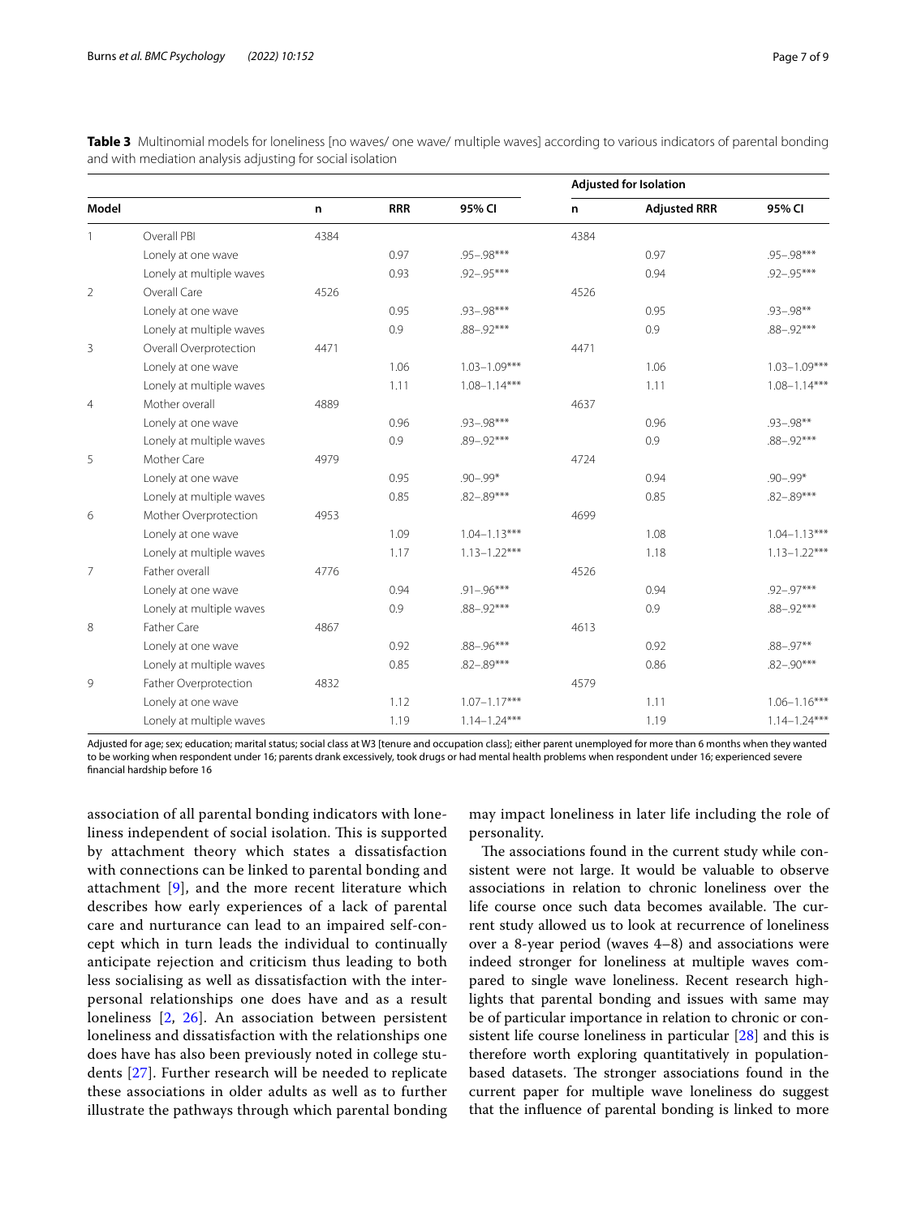**Table 3** Multinomial models for loneliness [no waves/ one wave/ multiple waves] according to various indicators of parental bonding and with mediation analysis adjusting for social isolation

| Model | | n | RRR | 95% CI | Adjusted for Isolation | | |
|---|---|---|---|---|---|---|---|
| | | | | | n | Adjusted RRR | 95% CI |
| 1 | Overall PBI | 4384 | | | 4384 | | |
| | Lonely at one wave | | 0.97 | .95–.98*** | | 0.97 | .95–.98*** |
| | Lonely at multiple waves | | 0.93 | .92–.95*** | | 0.94 | .92–.95*** |
| 2 | Overall Care | 4526 | | | 4526 | | |
| | Lonely at one wave | | 0.95 | .93–.98*** | | 0.95 | .93–.98** |
| | Lonely at multiple waves | | 0.9 | .88–.92*** | | 0.9 | .88–.92*** |
| 3 | Overall Overprotection | 4471 | | | 4471 | | |
| | Lonely at one wave | | 1.06 | 1.03–1.09*** | | 1.06 | 1.03–1.09*** |
| | Lonely at multiple waves | | 1.11 | 1.08–1.14*** | | 1.11 | 1.08–1.14*** |
| 4 | Mother overall | 4889 | | | 4637 | | |
| | Lonely at one wave | | 0.96 | .93–.98*** | | 0.96 | .93–.98** |
| | Lonely at multiple waves | | 0.9 | .89–.92*** | | 0.9 | .88–.92*** |
| 5 | Mother Care | 4979 | | | 4724 | | |
| | Lonely at one wave | | 0.95 | .90–.99* | | 0.94 | .90–.99* |
| | Lonely at multiple waves | | 0.85 | .82–.89*** | | 0.85 | .82–.89*** |
| 6 | Mother Overprotection | 4953 | | | 4699 | | |
| | Lonely at one wave | | 1.09 | 1.04–1.13*** | | 1.08 | 1.04–1.13*** |
| | Lonely at multiple waves | | 1.17 | 1.13–1.22*** | | 1.18 | 1.13–1.22*** |
| 7 | Father overall | 4776 | | | 4526 | | |
| | Lonely at one wave | | 0.94 | .91–.96*** | | 0.94 | .92–.97*** |
| | Lonely at multiple waves | | 0.9 | .88–.92*** | | 0.9 | .88–.92*** |
| 8 | Father Care | 4867 | | | 4613 | | |
| | Lonely at one wave | | 0.92 | .88–.96*** | | 0.92 | .88–.97** |
| | Lonely at multiple waves | | 0.85 | .82–.89*** | | 0.86 | .82–.90*** |
| 9 | Father Overprotection | 4832 | | | 4579 | | |
| | Lonely at one wave | | 1.12 | 1.07–1.17*** | | 1.11 | 1.06–1.16*** |
| | Lonely at multiple waves | | 1.19 | 1.14–1.24*** | | 1.19 | 1.14–1.24*** |

Adjusted for age; sex; education; marital status; social class at W3 [tenure and occupation class]; either parent unemployed for more than 6 months when they wanted to be working when respondent under 16; parents drank excessively, took drugs or had mental health problems when respondent under 16; experienced severe financial hardship before 16

association of all parental bonding indicators with loneliness independent of social isolation. This is supported by attachment theory which states a dissatisfaction with connections can be linked to parental bonding and attachment [9], and the more recent literature which describes how early experiences of a lack of parental care and nurturance can lead to an impaired self-concept which in turn leads the individual to continually anticipate rejection and criticism thus leading to both less socialising as well as dissatisfaction with the interpersonal relationships one does have and as a result loneliness [2, 26]. An association between persistent loneliness and dissatisfaction with the relationships one does have has also been previously noted in college students [27]. Further research will be needed to replicate these associations in older adults as well as to further illustrate the pathways through which parental bonding may impact loneliness in later life including the role of personality.

The associations found in the current study while consistent were not large. It would be valuable to observe associations in relation to chronic loneliness over the life course once such data becomes available. The current study allowed us to look at recurrence of loneliness over a 8-year period (waves 4–8) and associations were indeed stronger for loneliness at multiple waves compared to single wave loneliness. Recent research highlights that parental bonding and issues with same may be of particular importance in relation to chronic or consistent life course loneliness in particular [28] and this is therefore worth exploring quantitatively in population-based datasets. The stronger associations found in the current paper for multiple wave loneliness do suggest that the influence of parental bonding is linked to more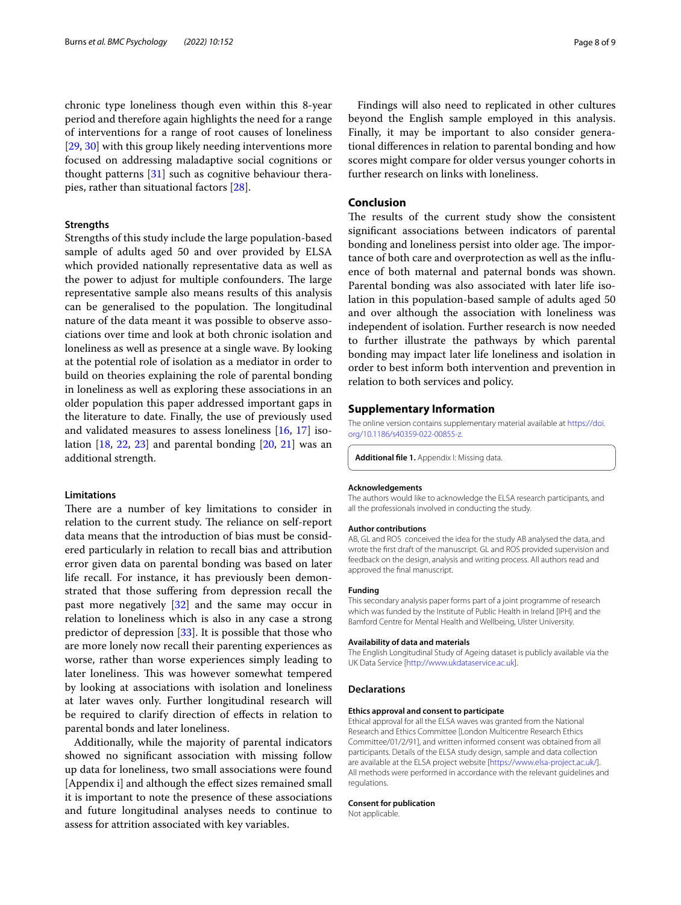chronic type loneliness though even within this 8-year period and therefore again highlights the need for a range of interventions for a range of root causes of loneliness [29, 30] with this group likely needing interventions more focused on addressing maladaptive social cognitions or thought patterns [31] such as cognitive behaviour therapies, rather than situational factors [28].

### Strengths

Strengths of this study include the large population-based sample of adults aged 50 and over provided by ELSA which provided nationally representative data as well as the power to adjust for multiple confounders. The large representative sample also means results of this analysis can be generalised to the population. The longitudinal nature of the data meant it was possible to observe associations over time and look at both chronic isolation and loneliness as well as presence at a single wave. By looking at the potential role of isolation as a mediator in order to build on theories explaining the role of parental bonding in loneliness as well as exploring these associations in an older population this paper addressed important gaps in the literature to date. Finally, the use of previously used and validated measures to assess loneliness [16, 17] isolation [18, 22, 23] and parental bonding [20, 21] was an additional strength.

### Limitations

There are a number of key limitations to consider in relation to the current study. The reliance on self-report data means that the introduction of bias must be considered particularly in relation to recall bias and attribution error given data on parental bonding was based on later life recall. For instance, it has previously been demonstrated that those suffering from depression recall the past more negatively [32] and the same may occur in relation to loneliness which is also in any case a strong predictor of depression [33]. It is possible that those who are more lonely now recall their parenting experiences as worse, rather than worse experiences simply leading to later loneliness. This was however somewhat tempered by looking at associations with isolation and loneliness at later waves only. Further longitudinal research will be required to clarify direction of effects in relation to parental bonds and later loneliness.

Additionally, while the majority of parental indicators showed no significant association with missing follow up data for loneliness, two small associations were found [Appendix i] and although the effect sizes remained small it is important to note the presence of these associations and future longitudinal analyses needs to continue to assess for attrition associated with key variables.

Findings will also need to replicated in other cultures beyond the English sample employed in this analysis. Finally, it may be important to also consider generational differences in relation to parental bonding and how scores might compare for older versus younger cohorts in further research on links with loneliness.

## Conclusion

The results of the current study show the consistent significant associations between indicators of parental bonding and loneliness persist into older age. The importance of both care and overprotection as well as the influence of both maternal and paternal bonds was shown. Parental bonding was also associated with later life isolation in this population-based sample of adults aged 50 and over although the association with loneliness was independent of isolation. Further research is now needed to further illustrate the pathways by which parental bonding may impact later life loneliness and isolation in order to best inform both intervention and prevention in relation to both services and policy.

## Supplementary Information

The online version contains supplementary material available at https://doi.org/10.1186/s40359-022-00855-z.

**Additional file 1.** Appendix I: Missing data.

#### Acknowledgements

The authors would like to acknowledge the ELSA research participants, and all the professionals involved in conducting the study.

#### Author contributions

AB, GL and ROS conceived the idea for the study AB analysed the data, and wrote the first draft of the manuscript. GL and ROS provided supervision and feedback on the design, analysis and writing process. All authors read and approved the final manuscript.

#### Funding

This secondary analysis paper forms part of a joint programme of research which was funded by the Institute of Public Health in Ireland [IPH] and the Bamford Centre for Mental Health and Wellbeing, Ulster University.

#### Availability of data and materials

The English Longitudinal Study of Ageing dataset is publicly available via the UK Data Service [http://www.ukdataservice.ac.uk].

## Declarations

#### Ethics approval and consent to participate

Ethical approval for all the ELSA waves was granted from the National Research and Ethics Committee [London Multicentre Research Ethics Committee/01/2/91], and written informed consent was obtained from all participants. Details of the ELSA study design, sample and data collection are available at the ELSA project website [https://www.elsa-project.ac.uk/]. All methods were performed in accordance with the relevant guidelines and regulations.

#### Consent for publication

Not applicable.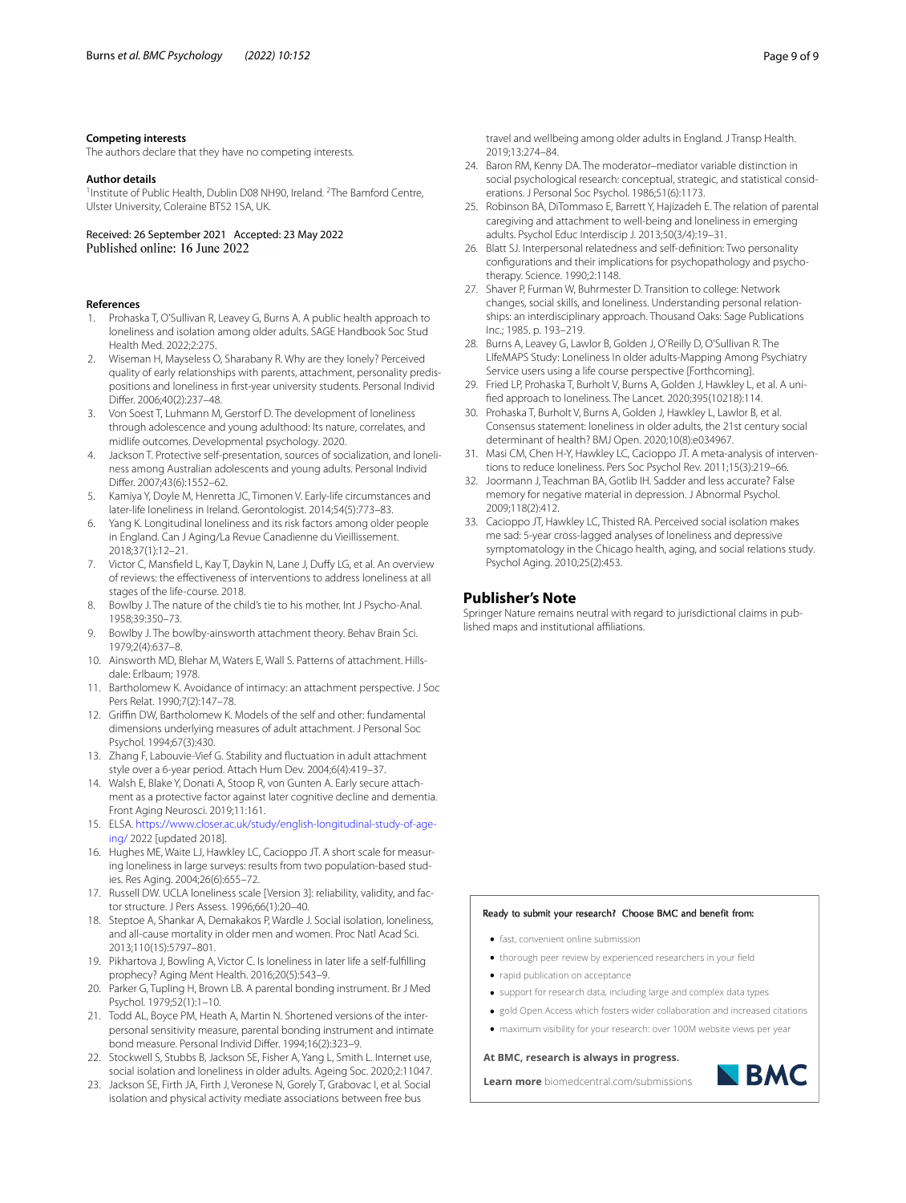### Competing interests

The authors declare that they have no competing interests.

### Author details

[1]Institute of Public Health, Dublin D08 NH90, Ireland. [2]The Bamford Centre, Ulster University, Coleraine BT52 1SA, UK.

Received: 26 September 2021 Accepted: 23 May 2022
Published online: 16 June 2022

### References

1. Prohaska T, O'Sullivan R, Leavey G, Burns A. A public health approach to loneliness and isolation among older adults. SAGE Handbook Soc Stud Health Med. 2022;2:275.
2. Wiseman H, Mayseless O, Sharabany R. Why are they lonely? Perceived quality of early relationships with parents, attachment, personality predispositions and loneliness in first-year university students. Personal Individ Differ. 2006;40(2):237–48.
3. Von Soest T, Luhmann M, Gerstorf D. The development of loneliness through adolescence and young adulthood: Its nature, correlates, and midlife outcomes. Developmental psychology. 2020.
4. Jackson T. Protective self-presentation, sources of socialization, and loneliness among Australian adolescents and young adults. Personal Individ Differ. 2007;43(6):1552–62.
5. Kamiya Y, Doyle M, Henretta JC, Timonen V. Early-life circumstances and later-life loneliness in Ireland. Gerontologist. 2014;54(5):773–83.
6. Yang K. Longitudinal loneliness and its risk factors among older people in England. Can J Aging/La Revue Canadienne du Vieillissement. 2018;37(1):12–21.
7. Victor C, Mansfield L, Kay T, Daykin N, Lane J, Duffy LG, et al. An overview of reviews: the effectiveness of interventions to address loneliness at all stages of the life-course. 2018.
8. Bowlby J. The nature of the child's tie to his mother. Int J Psycho-Anal. 1958;39:350–73.
9. Bowlby J. The bowlby-ainsworth attachment theory. Behav Brain Sci. 1979;2(4):637–8.
10. Ainsworth MD, Blehar M, Waters E, Wall S. Patterns of attachment. Hillsdale: Erlbaum; 1978.
11. Bartholomew K. Avoidance of intimacy: an attachment perspective. J Soc Pers Relat. 1990;7(2):147–78.
12. Griffin DW, Bartholomew K. Models of the self and other: fundamental dimensions underlying measures of adult attachment. J Personal Soc Psychol. 1994;67(3):430.
13. Zhang F, Labouvie-Vief G. Stability and fluctuation in adult attachment style over a 6-year period. Attach Hum Dev. 2004;6(4):419–37.
14. Walsh E, Blake Y, Donati A, Stoop R, von Gunten A. Early secure attachment as a protective factor against later cognitive decline and dementia. Front Aging Neurosci. 2019;11:161.
15. ELSA. https://www.closer.ac.uk/study/english-longitudinal-study-of-ageing/ 2022 [updated 2018].
16. Hughes ME, Waite LJ, Hawkley LC, Cacioppo JT. A short scale for measuring loneliness in large surveys: results from two population-based studies. Res Aging. 2004;26(6):655–72.
17. Russell DW. UCLA loneliness scale [Version 3]: reliability, validity, and factor structure. J Pers Assess. 1996;66(1):20–40.
18. Steptoe A, Shankar A, Demakakos P, Wardle J. Social isolation, loneliness, and all-cause mortality in older men and women. Proc Natl Acad Sci. 2013;110(15):5797–801.
19. Pikhartova J, Bowling A, Victor C. Is loneliness in later life a self-fulfilling prophecy? Aging Ment Health. 2016;20(5):543–9.
20. Parker G, Tupling H, Brown LB. A parental bonding instrument. Br J Med Psychol. 1979;52(1):1–10.
21. Todd AL, Boyce PM, Heath A, Martin N. Shortened versions of the interpersonal sensitivity measure, parental bonding instrument and intimate bond measure. Personal Individ Differ. 1994;16(2):323–9.
22. Stockwell S, Stubbs B, Jackson SE, Fisher A, Yang L, Smith L. Internet use, social isolation and loneliness in older adults. Ageing Soc. 2020;2:11047.
23. Jackson SE, Firth JA, Firth J, Veronese N, Gorely T, Grabovac I, et al. Social isolation and physical activity mediate associations between free bus travel and wellbeing among older adults in England. J Transp Health. 2019;13:274–84.
24. Baron RM, Kenny DA. The moderator–mediator variable distinction in social psychological research: conceptual, strategic, and statistical considerations. J Personal Soc Psychol. 1986;51(6):1173.
25. Robinson BA, DiTommaso E, Barrett Y, Hajizadeh E. The relation of parental caregiving and attachment to well-being and loneliness in emerging adults. Psychol Educ Interdiscip J. 2013;50(3/4):19–31.
26. Blatt SJ. Interpersonal relatedness and self-definition: Two personality configurations and their implications for psychopathology and psychotherapy. Science. 1990;2:1148.
27. Shaver P, Furman W, Buhrmester D. Transition to college: Network changes, social skills, and loneliness. Understanding personal relationships: an interdisciplinary approach. Thousand Oaks: Sage Publications Inc.; 1985. p. 193–219.
28. Burns A, Leavey G, Lawlor B, Golden J, O'Reilly D, O'Sullivan R. The LIfeMAPS Study: Loneliness In older adults-Mapping Among Psychiatry Service users using a life course perspective [Forthcoming].
29. Fried LP, Prohaska T, Burholt V, Burns A, Golden J, Hawkley L, et al. A unified approach to loneliness. The Lancet. 2020;395(10218):114.
30. Prohaska T, Burholt V, Burns A, Golden J, Hawkley L, Lawlor B, et al. Consensus statement: loneliness in older adults, the 21st century social determinant of health? BMJ Open. 2020;10(8):e034967.
31. Masi CM, Chen H-Y, Hawkley LC, Cacioppo JT. A meta-analysis of interventions to reduce loneliness. Pers Soc Psychol Rev. 2011;15(3):219–66.
32. Joormann J, Teachman BA, Gotlib IH. Sadder and less accurate? False memory for negative material in depression. J Abnormal Psychol. 2009;118(2):412.
33. Cacioppo JT, Hawkley LC, Thisted RA. Perceived social isolation makes me sad: 5-year cross-lagged analyses of loneliness and depressive symptomatology in the Chicago health, aging, and social relations study. Psychol Aging. 2010;25(2):453.

## Publisher's Note

Springer Nature remains neutral with regard to jurisdictional claims in published maps and institutional affiliations.

Ready to submit your research? Choose BMC and benefit from:

- fast, convenient online submission
- thorough peer review by experienced researchers in your field
- rapid publication on acceptance
- support for research data, including large and complex data types
- gold Open Access which fosters wider collaboration and increased citations
- maximum visibility for your research: over 100M website views per year

**At BMC, research is always in progress.**

**Learn more** biomedcentral.com/submissions

BMC